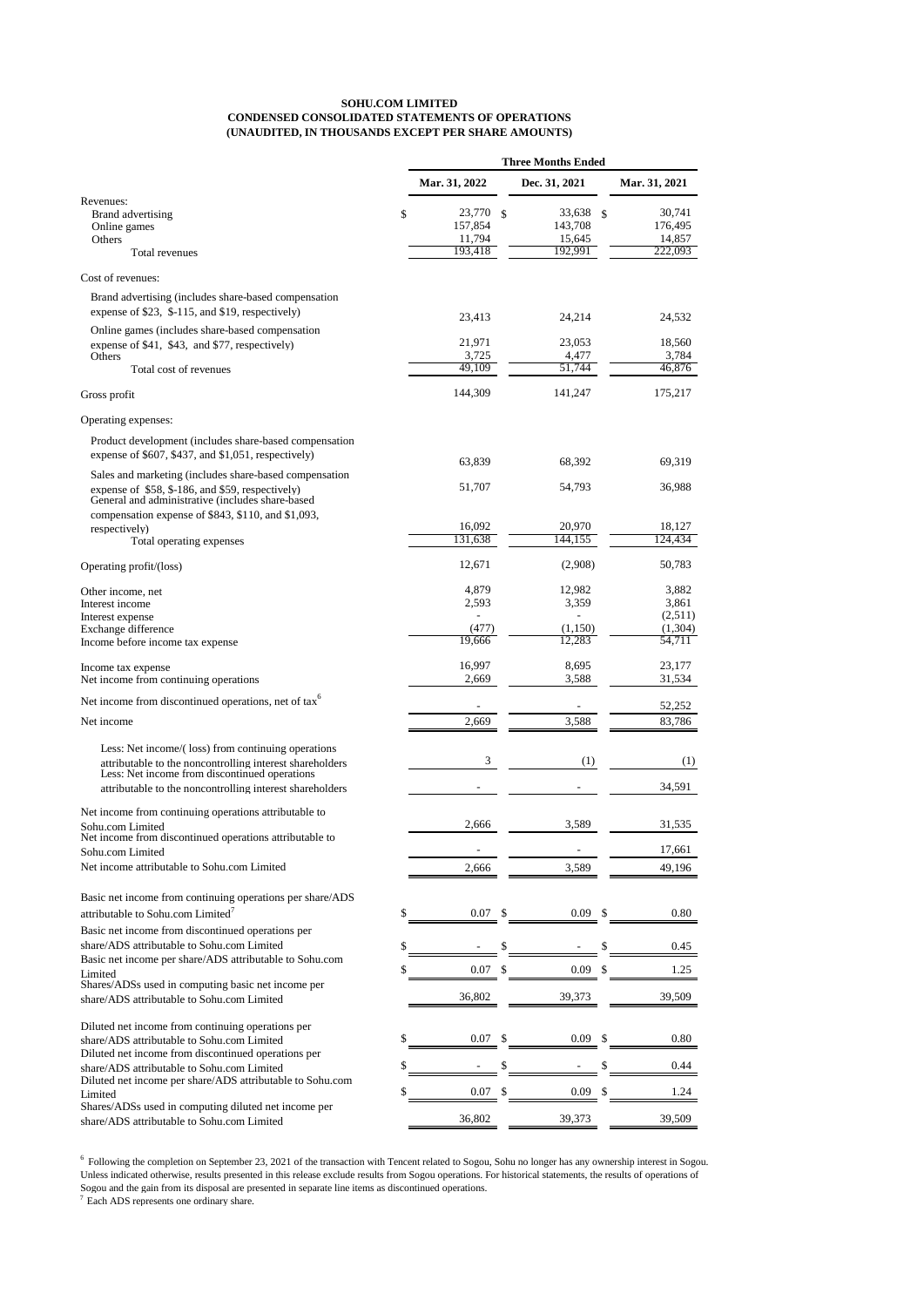**SOHU.COM LIMITED**
**CONDENSED CONSOLIDATED STATEMENTS OF OPERATIONS**
**(UNAUDITED, IN THOUSANDS EXCEPT PER SHARE AMOUNTS)**

| | Three Months Ended | | |
|---|---|---|---|
| | Mar. 31, 2022 | Dec. 31, 2021 | Mar. 31, 2021 |
| Revenues: | | | |
| Brand advertising | $ 23,770 | $ 33,638 | $ 30,741 |
| Online games | 157,854 | 143,708 | 176,495 |
| Others | 11,794 | 15,645 | 14,857 |
| Total revenues | 193,418 | 192,991 | 222,093 |
| Cost of revenues: | | | |
| Brand advertising (includes share-based compensation expense of $23, $-115, and $19, respectively) | 23,413 | 24,214 | 24,532 |
| Online games (includes share-based compensation expense of $41, $43, and $77, respectively) | 21,971 | 23,053 | 18,560 |
| Others | 3,725 | 4,477 | 3,784 |
| Total cost of revenues | 49,109 | 51,744 | 46,876 |
| Gross profit | 144,309 | 141,247 | 175,217 |
| Operating expenses: | | | |
| Product development (includes share-based compensation expense of $607, $437, and $1,051, respectively) | 63,839 | 68,392 | 69,319 |
| Sales and marketing (includes share-based compensation expense of $58, $-186, and $59, respectively) | 51,707 | 54,793 | 36,988 |
| General and administrative (includes share-based compensation expense of $843, $110, and $1,093, respectively) | 16,092 | 20,970 | 18,127 |
| Total operating expenses | 131,638 | 144,155 | 124,434 |
| Operating profit/(loss) | 12,671 | (2,908) | 50,783 |
| Other income, net | 4,879 | 12,982 | 3,882 |
| Interest income | 2,593 | 3,359 | 3,861 |
| Interest expense | - | - | (2,511) |
| Exchange difference | (477) | (1,150) | (1,304) |
| Income before income tax expense | 19,666 | 12,283 | 54,711 |
| Income tax expense | 16,997 | 8,695 | 23,177 |
| Net income from continuing operations | 2,669 | 3,588 | 31,534 |
| Net income from discontinued operations, net of tax[6] | - | - | 52,252 |
| Net income | 2,669 | 3,588 | 83,786 |
| Less: Net income/( loss) from continuing operations attributable to the noncontrolling interest shareholders | 3 | (1) | (1) |
| Less: Net income from discontinued operations attributable to the noncontrolling interest shareholders | - | - | 34,591 |
| Net income from continuing operations attributable to Sohu.com Limited | 2,666 | 3,589 | 31,535 |
| Net income from discontinued operations attributable to Sohu.com Limited | - | - | 17,661 |
| Net income attributable to Sohu.com Limited | 2,666 | 3,589 | 49,196 |
| Basic net income from continuing operations per share/ADS attributable to Sohu.com Limited[7] | $ 0.07 | $ 0.09 | $ 0.80 |
| Basic net income from discontinued operations per share/ADS attributable to Sohu.com Limited | $ - | $ - | $ 0.45 |
| Basic net income per share/ADS attributable to Sohu.com Limited | $ 0.07 | $ 0.09 | $ 1.25 |
| Shares/ADSs used in computing basic net income per share/ADS attributable to Sohu.com Limited | 36,802 | 39,373 | 39,509 |
| Diluted net income from continuing operations per share/ADS attributable to Sohu.com Limited | $ 0.07 | $ 0.09 | $ 0.80 |
| Diluted net income from discontinued operations per share/ADS attributable to Sohu.com Limited | $ - | $ - | $ 0.44 |
| Diluted net income per share/ADS attributable to Sohu.com Limited | $ 0.07 | $ 0.09 | $ 1.24 |
| Shares/ADSs used in computing diluted net income per share/ADS attributable to Sohu.com Limited | 36,802 | 39,373 | 39,509 |

[6] Following the completion on September 23, 2021 of the transaction with Tencent related to Sogou, Sohu no longer has any ownership interest in Sogou. Unless indicated otherwise, results presented in this release exclude results from Sogou operations. For historical statements, the results of operations of Sogou and the gain from its disposal are presented in separate line items as discontinued operations.

[7] Each ADS represents one ordinary share.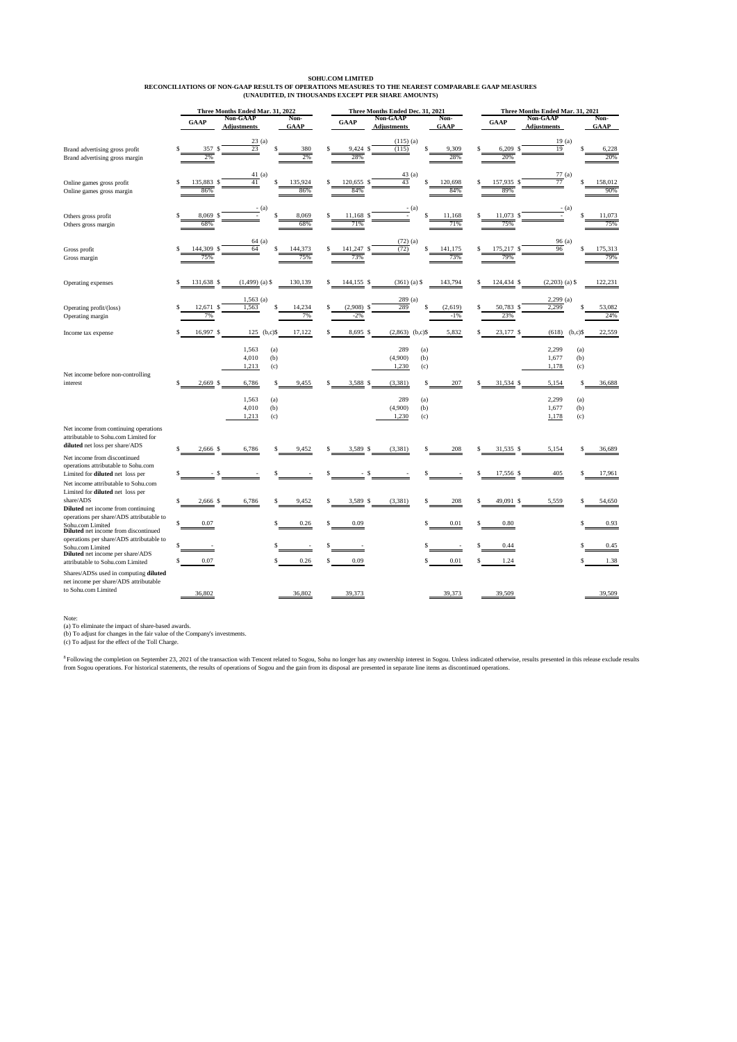**SOHU.COM LIMITED**
**RECONCILIATIONS OF NON-GAAP RESULTS OF OPERATIONS MEASURES TO THE NEAREST COMPARABLE GAAP MEASURES**
**(UNAUDITED, IN THOUSANDS EXCEPT PER SHARE AMOUNTS)**

| | Three Months Ended Mar. 31, 2022 | | | Three Months Ended Dec. 31, 2021 | | | Three Months Ended Mar. 31, 2021 | | |
|---|---|---|---|---|---|---|---|---|---|
| | GAAP | Non-GAAP Adjustments | Non-GAAP | GAAP | Non-GAAP Adjustments | Non-GAAP | GAAP | Non-GAAP Adjustments | Non-GAAP |
| | | 23 (a) | | | (115) (a) | | | 19 (a) | |
| Brand advertising gross profit | $ 357 | $ 23 | $ 380 | $ 9,424 | $ (115) | $ 9,309 | $ 6,209 | $ 19 | $ 6,228 |
| Brand advertising gross margin | 2% | | 2% | 28% | | 28% | 20% | | 20% |
| | | 41 (a) | | | 43 (a) | | | 77 (a) | |
| Online games gross profit | $ 135,883 | $ 41 | $ 135,924 | $ 120,655 | $ 43 | $ 120,698 | $ 157,935 | $ 77 | $ 158,012 |
| Online games gross margin | 86% | | 86% | 84% | | 84% | 89% | | 90% |
| | | - (a) | | | - (a) | | | - (a) | |
| Others gross profit | $ 8,069 | $ - | $ 8,069 | $ 11,168 | $ - | $ 11,168 | $ 11,073 | $ - | $ 11,073 |
| Others gross margin | 68% | | 68% | 71% | | 71% | 75% | | 75% |
| | | 64 (a) | | | (72) (a) | | | 96 (a) | |
| Gross profit | $ 144,309 | $ 64 | $ 144,373 | $ 141,247 | $ (72) | $ 141,175 | $ 175,217 | $ 96 | $ 175,313 |
| Gross margin | 75% | | 75% | 73% | | 73% | 79% | | 79% |
| Operating expenses | $ 131,638 | $ (1,499) (a) | $ 130,139 | $ 144,155 | $ (361) (a) | $ 143,794 | $ 124,434 | $ (2,203) (a) | $ 122,231 |
| | | 1,563 (a) | | | 289 (a) | | | 2,299 (a) | |
| Operating profit/(loss) | $ 12,671 | $ 1,563 | $ 14,234 | $ (2,908) | $ 289 | $ (2,619) | $ 50,783 | $ 2,299 | $ 53,082 |
| Operating margin | 7% | | 7% | -2% | | -1% | 23% | | 24% |
| Income tax expense | $ 16,997 | $ 125 (b,c) | $ 17,122 | $ 8,695 | $ (2,863) (b,c) | $ 5,832 | $ 23,177 | $ (618) (b,c) | $ 22,559 |
| | | 1,563 (a) | | | 289 (a) | | | 2,299 (a) | |
| | | 4,010 (b) | | | (4,900) (b) | | | 1,677 (b) | |
| | | 1,213 (c) | | | 1,230 (c) | | | 1,178 (c) | |
| Net income before non-controlling interest | $ 2,669 | $ 6,786 | $ 9,455 | $ 3,588 | $ (3,381) | $ 207 | $ 31,534 | $ 5,154 | $ 36,688 |
| | | 1,563 (a) | | | 289 (a) | | | 2,299 (a) | |
| | | 4,010 (b) | | | (4,900) (b) | | | 1,677 (b) | |
| | | 1,213 (c) | | | 1,230 (c) | | | 1,178 (c) | |
| Net income from continuing operations attributable to Sohu.com Limited for **diluted** net loss per share/ADS | $ 2,666 | $ 6,786 | $ 9,452 | $ 3,589 | $ (3,381) | $ 208 | $ 31,535 | $ 5,154 | $ 36,689 |
| Net income from discontinued operations attributable to Sohu.com Limited for **diluted** net loss per | $ - | $ - | $ - | $ - | $ - | $ - | $ 17,556 | $ 405 | $ 17,961 |
| Net income attributable to Sohu.com Limited for **diluted** net loss per share/ADS | $ 2,666 | $ 6,786 | $ 9,452 | $ 3,589 | $ (3,381) | $ 208 | $ 49,091 | $ 5,559 | $ 54,650 |
| **Diluted** net income from continuing operations per share/ADS attributable to Sohu.com Limited | $ 0.07 | | $ 0.26 | $ 0.09 | | $ 0.01 | $ 0.80 | | $ 0.93 |
| **Diluted** net income from discontinued operations per share/ADS attributable to Sohu.com Limited | $ - | | $ - | $ - | | $ - | $ 0.44 | | $ 0.45 |
| **Diluted** net income per share/ADS attributable to Sohu.com Limited | $ 0.07 | | $ 0.26 | $ 0.09 | | $ 0.01 | $ 1.24 | | $ 1.38 |
| Shares/ADSs used in computing **diluted** net income per share/ADS attributable to Sohu.com Limited | 36,802 | | 36,802 | 39,373 | | 39,373 | 39,509 | | 39,509 |

Note:
(a) To eliminate the impact of share-based awards.
(b) To adjust for changes in the fair value of the Company's investments.
(c) To adjust for the effect of the Toll Charge.

[8] Following the completion on September 23, 2021 of the transaction with Tencent related to Sogou, Sohu no longer has any ownership interest in Sogou. Unless indicated otherwise, results presented in this release exclude results from Sogou operations. For historical statements, the results of operations of Sogou and the gain from its disposal are presented in separate line items as discontinued operations.